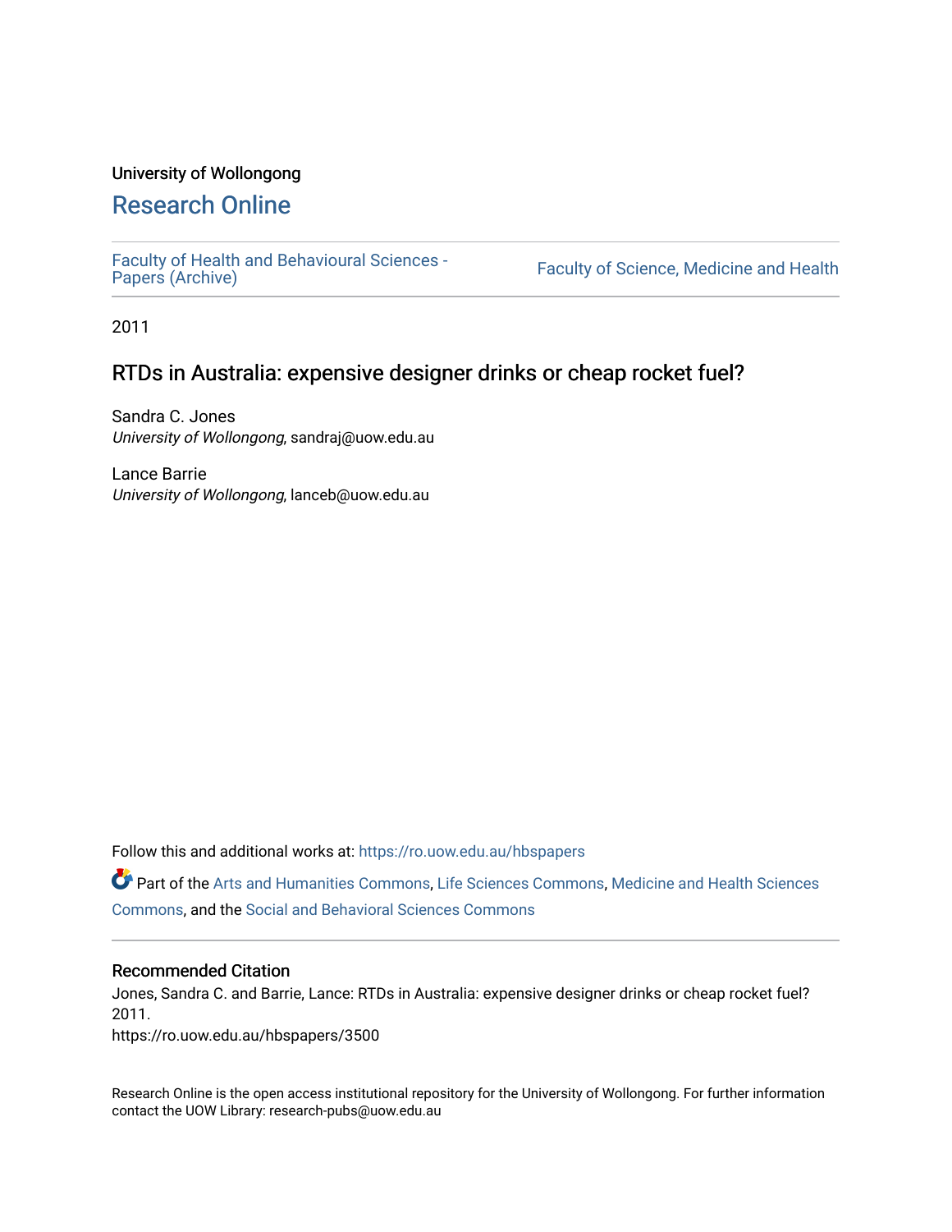University of Wollongong

# Research Online

Faculty of Health and Behavioural Sciences - Papers (Archive)

Faculty of Science, Medicine and Health

2011

## RTDs in Australia: expensive designer drinks or cheap rocket fuel?

Sandra C. Jones
*University of Wollongong*, sandraj@uow.edu.au

Lance Barrie
*University of Wollongong*, lanceb@uow.edu.au

Follow this and additional works at: https://ro.uow.edu.au/hbspapers

Part of the Arts and Humanities Commons, Life Sciences Commons, Medicine and Health Sciences Commons, and the Social and Behavioral Sciences Commons

### Recommended Citation

Jones, Sandra C. and Barrie, Lance: RTDs in Australia: expensive designer drinks or cheap rocket fuel? 2011.
https://ro.uow.edu.au/hbspapers/3500

Research Online is the open access institutional repository for the University of Wollongong. For further information contact the UOW Library: research-pubs@uow.edu.au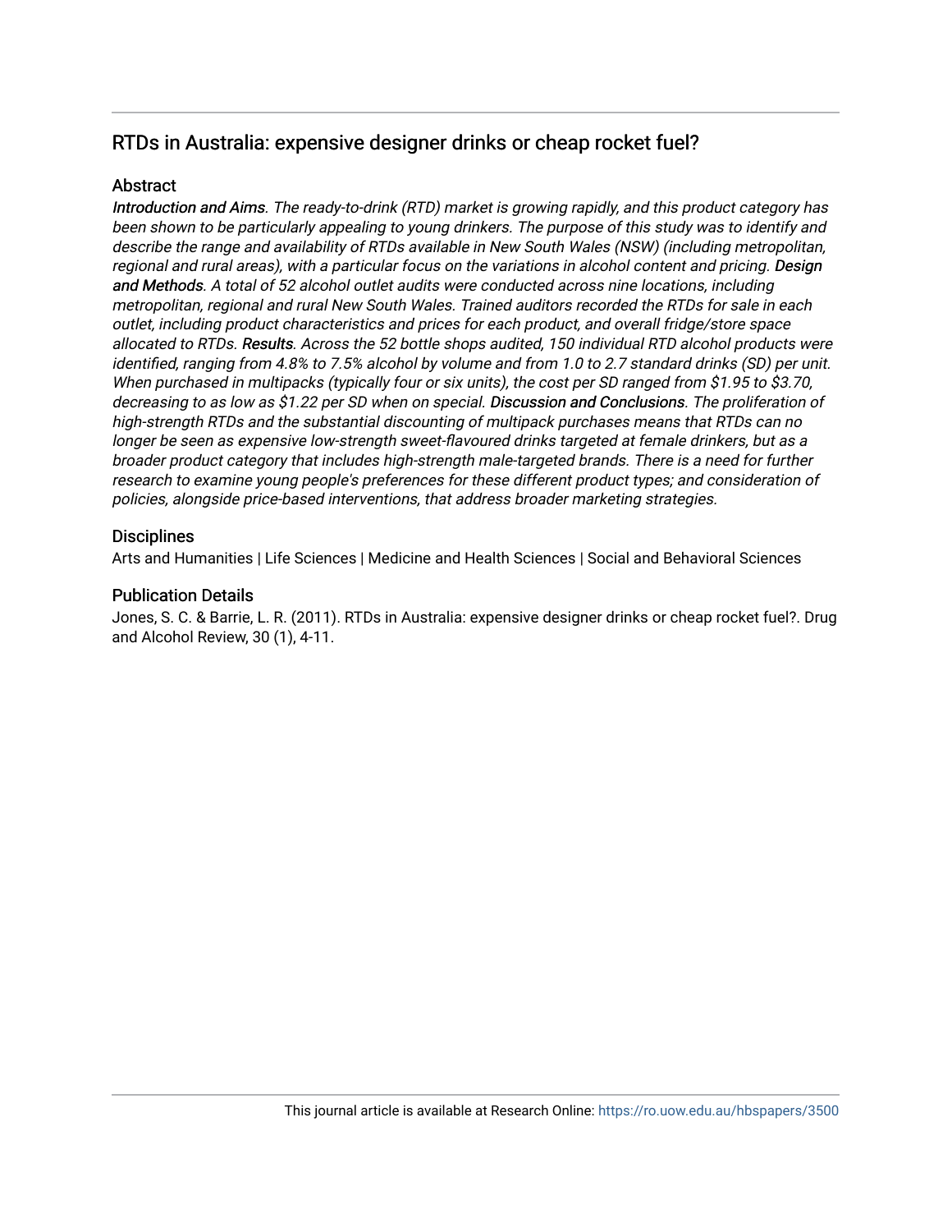## RTDs in Australia: expensive designer drinks or cheap rocket fuel?

### Abstract

*Introduction and Aims. The ready-to-drink (RTD) market is growing rapidly, and this product category has been shown to be particularly appealing to young drinkers. The purpose of this study was to identify and describe the range and availability of RTDs available in New South Wales (NSW) (including metropolitan, regional and rural areas), with a particular focus on the variations in alcohol content and pricing. Design and Methods. A total of 52 alcohol outlet audits were conducted across nine locations, including metropolitan, regional and rural New South Wales. Trained auditors recorded the RTDs for sale in each outlet, including product characteristics and prices for each product, and overall fridge/store space allocated to RTDs. Results. Across the 52 bottle shops audited, 150 individual RTD alcohol products were identified, ranging from 4.8% to 7.5% alcohol by volume and from 1.0 to 2.7 standard drinks (SD) per unit. When purchased in multipacks (typically four or six units), the cost per SD ranged from $1.95 to $3.70, decreasing to as low as $1.22 per SD when on special. Discussion and Conclusions. The proliferation of high-strength RTDs and the substantial discounting of multipack purchases means that RTDs can no longer be seen as expensive low-strength sweet-flavoured drinks targeted at female drinkers, but as a broader product category that includes high-strength male-targeted brands. There is a need for further research to examine young people's preferences for these different product types; and consideration of policies, alongside price-based interventions, that address broader marketing strategies.*

### Disciplines

Arts and Humanities | Life Sciences | Medicine and Health Sciences | Social and Behavioral Sciences

### Publication Details

Jones, S. C. & Barrie, L. R. (2011). RTDs in Australia: expensive designer drinks or cheap rocket fuel?. Drug and Alcohol Review, 30 (1), 4-11.

This journal article is available at Research Online: https://ro.uow.edu.au/hbspapers/3500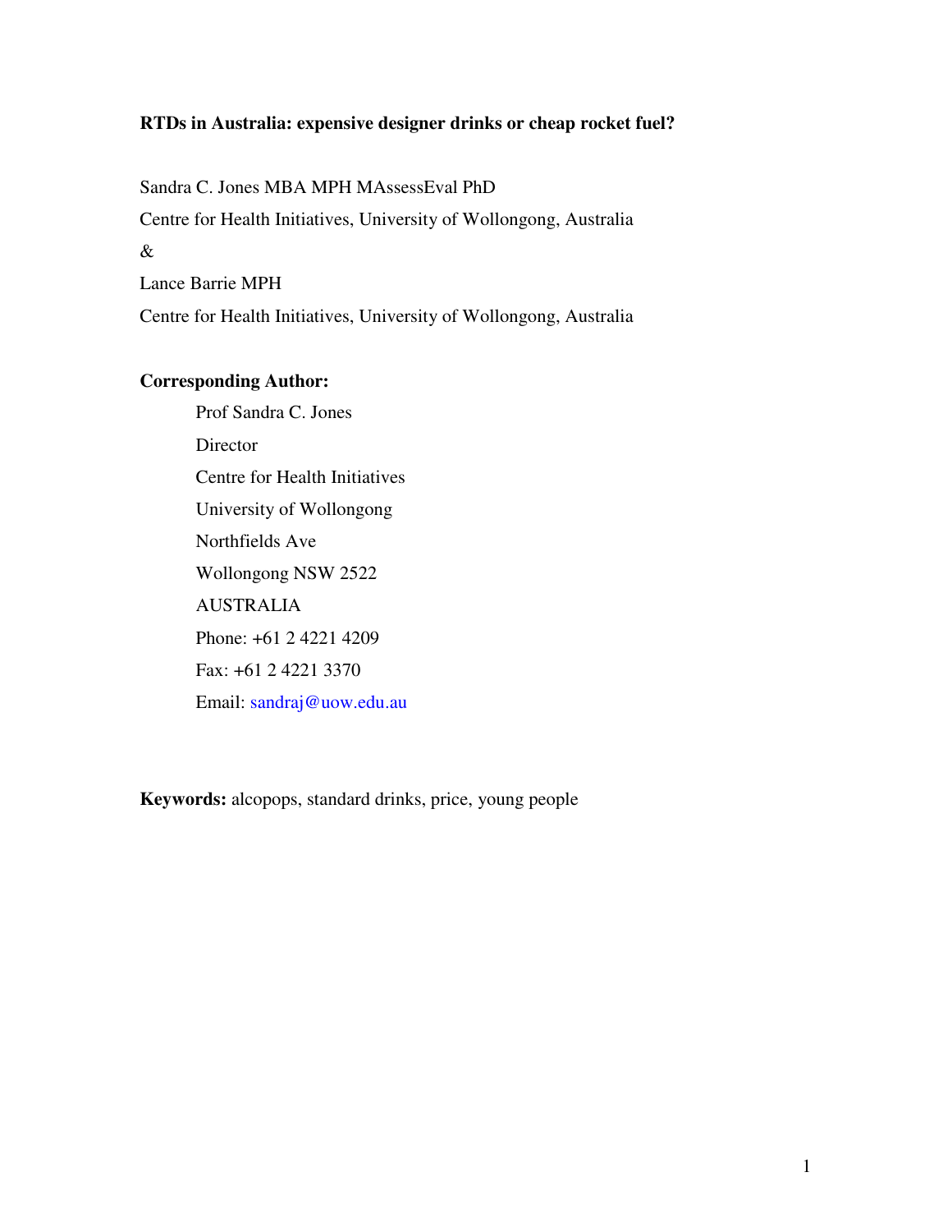**RTDs in Australia: expensive designer drinks or cheap rocket fuel?**

Sandra C. Jones MBA MPH MAssessEval PhD

Centre for Health Initiatives, University of Wollongong, Australia

&

Lance Barrie MPH

Centre for Health Initiatives, University of Wollongong, Australia

**Corresponding Author:**

Prof Sandra C. Jones

Director

Centre for Health Initiatives

University of Wollongong

Northfields Ave

Wollongong NSW 2522

AUSTRALIA

Phone: +61 2 4221 4209

Fax: +61 2 4221 3370

Email: sandraj@uow.edu.au

**Keywords:** alcopops, standard drinks, price, young people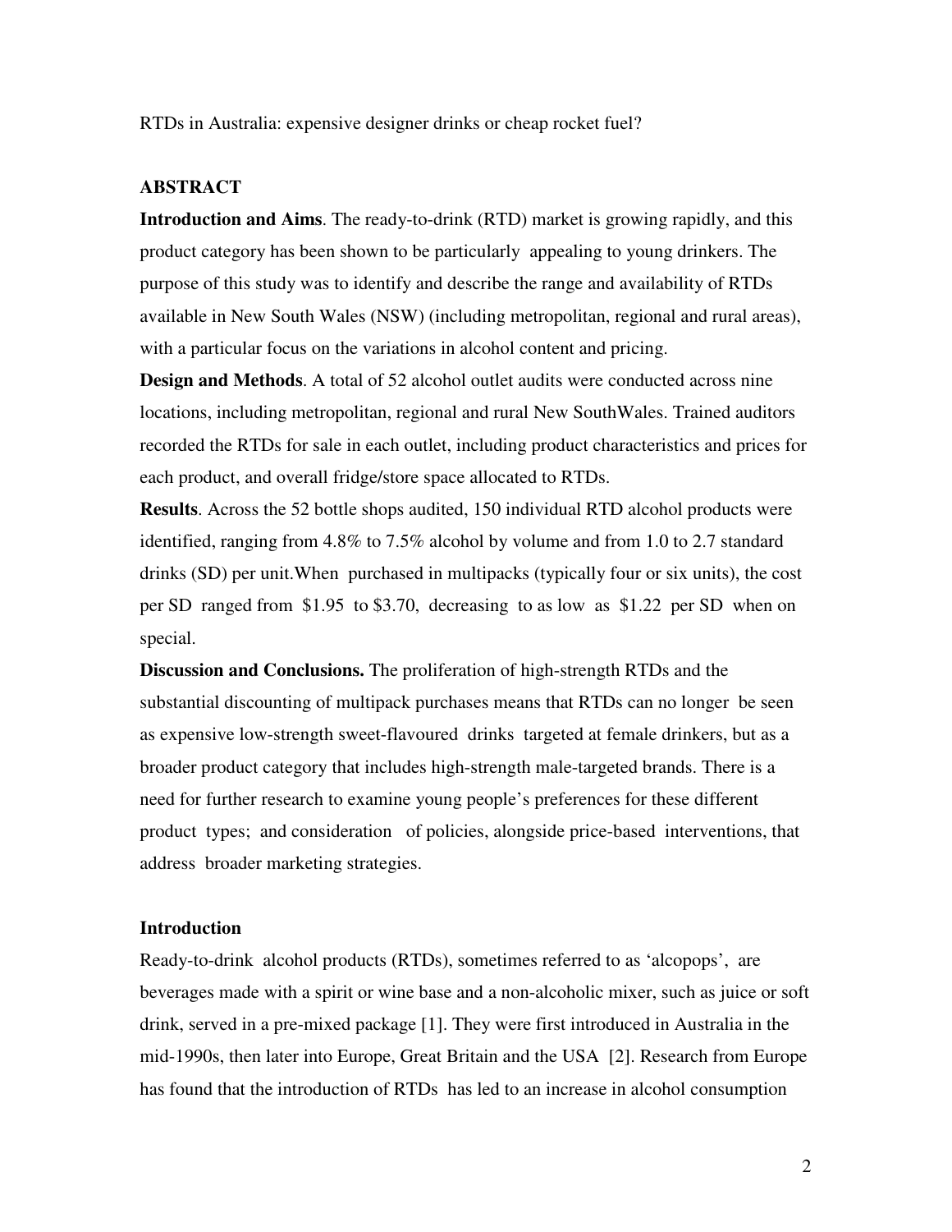RTDs in Australia: expensive designer drinks or cheap rocket fuel?

## ABSTRACT

**Introduction and Aims**. The ready-to-drink (RTD) market is growing rapidly, and this product category has been shown to be particularly appealing to young drinkers. The purpose of this study was to identify and describe the range and availability of RTDs available in New South Wales (NSW) (including metropolitan, regional and rural areas), with a particular focus on the variations in alcohol content and pricing.

**Design and Methods**. A total of 52 alcohol outlet audits were conducted across nine locations, including metropolitan, regional and rural New SouthWales. Trained auditors recorded the RTDs for sale in each outlet, including product characteristics and prices for each product, and overall fridge/store space allocated to RTDs.

**Results**. Across the 52 bottle shops audited, 150 individual RTD alcohol products were identified, ranging from 4.8% to 7.5% alcohol by volume and from 1.0 to 2.7 standard drinks (SD) per unit.When purchased in multipacks (typically four or six units), the cost per SD ranged from $1.95 to $3.70, decreasing to as low as $1.22 per SD when on special.

**Discussion and Conclusions.** The proliferation of high-strength RTDs and the substantial discounting of multipack purchases means that RTDs can no longer be seen as expensive low-strength sweet-flavoured drinks targeted at female drinkers, but as a broader product category that includes high-strength male-targeted brands. There is a need for further research to examine young people's preferences for these different product types; and consideration of policies, alongside price-based interventions, that address broader marketing strategies.

## Introduction

Ready-to-drink alcohol products (RTDs), sometimes referred to as 'alcopops', are beverages made with a spirit or wine base and a non-alcoholic mixer, such as juice or soft drink, served in a pre-mixed package [1]. They were first introduced in Australia in the mid-1990s, then later into Europe, Great Britain and the USA [2]. Research from Europe has found that the introduction of RTDs has led to an increase in alcohol consumption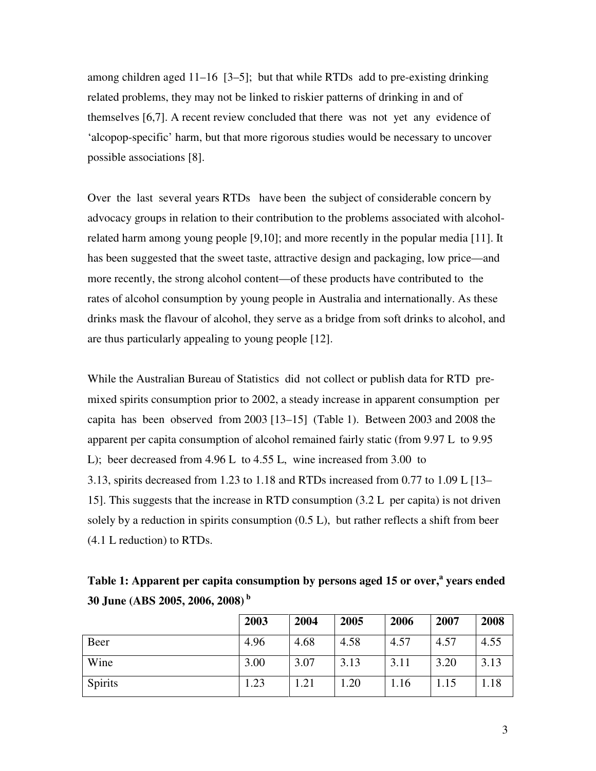among children aged 11–16 [3–5]; but that while RTDs add to pre-existing drinking related problems, they may not be linked to riskier patterns of drinking in and of themselves [6,7]. A recent review concluded that there was not yet any evidence of 'alcopop-specific' harm, but that more rigorous studies would be necessary to uncover possible associations [8].

Over the last several years RTDs have been the subject of considerable concern by advocacy groups in relation to their contribution to the problems associated with alcohol-related harm among young people [9,10]; and more recently in the popular media [11]. It has been suggested that the sweet taste, attractive design and packaging, low price—and more recently, the strong alcohol content—of these products have contributed to the rates of alcohol consumption by young people in Australia and internationally. As these drinks mask the flavour of alcohol, they serve as a bridge from soft drinks to alcohol, and are thus particularly appealing to young people [12].

While the Australian Bureau of Statistics did not collect or publish data for RTD pre-mixed spirits consumption prior to 2002, a steady increase in apparent consumption per capita has been observed from 2003 [13–15] (Table 1). Between 2003 and 2008 the apparent per capita consumption of alcohol remained fairly static (from 9.97 L to 9.95 L); beer decreased from 4.96 L to 4.55 L, wine increased from 3.00 to 3.13, spirits decreased from 1.23 to 1.18 and RTDs increased from 0.77 to 1.09 L [13–15]. This suggests that the increase in RTD consumption (3.2 L per capita) is not driven solely by a reduction in spirits consumption (0.5 L), but rather reflects a shift from beer (4.1 L reduction) to RTDs.

**Table 1: Apparent per capita consumption by persons aged 15 or over,[a] years ended 30 June (ABS 2005, 2006, 2008) [b]**

| | 2003 | 2004 | 2005 | 2006 | 2007 | 2008 |
|---|---|---|---|---|---|---|
| Beer | 4.96 | 4.68 | 4.58 | 4.57 | 4.57 | 4.55 |
| Wine | 3.00 | 3.07 | 3.13 | 3.11 | 3.20 | 3.13 |
| Spirits | 1.23 | 1.21 | 1.20 | 1.16 | 1.15 | 1.18 |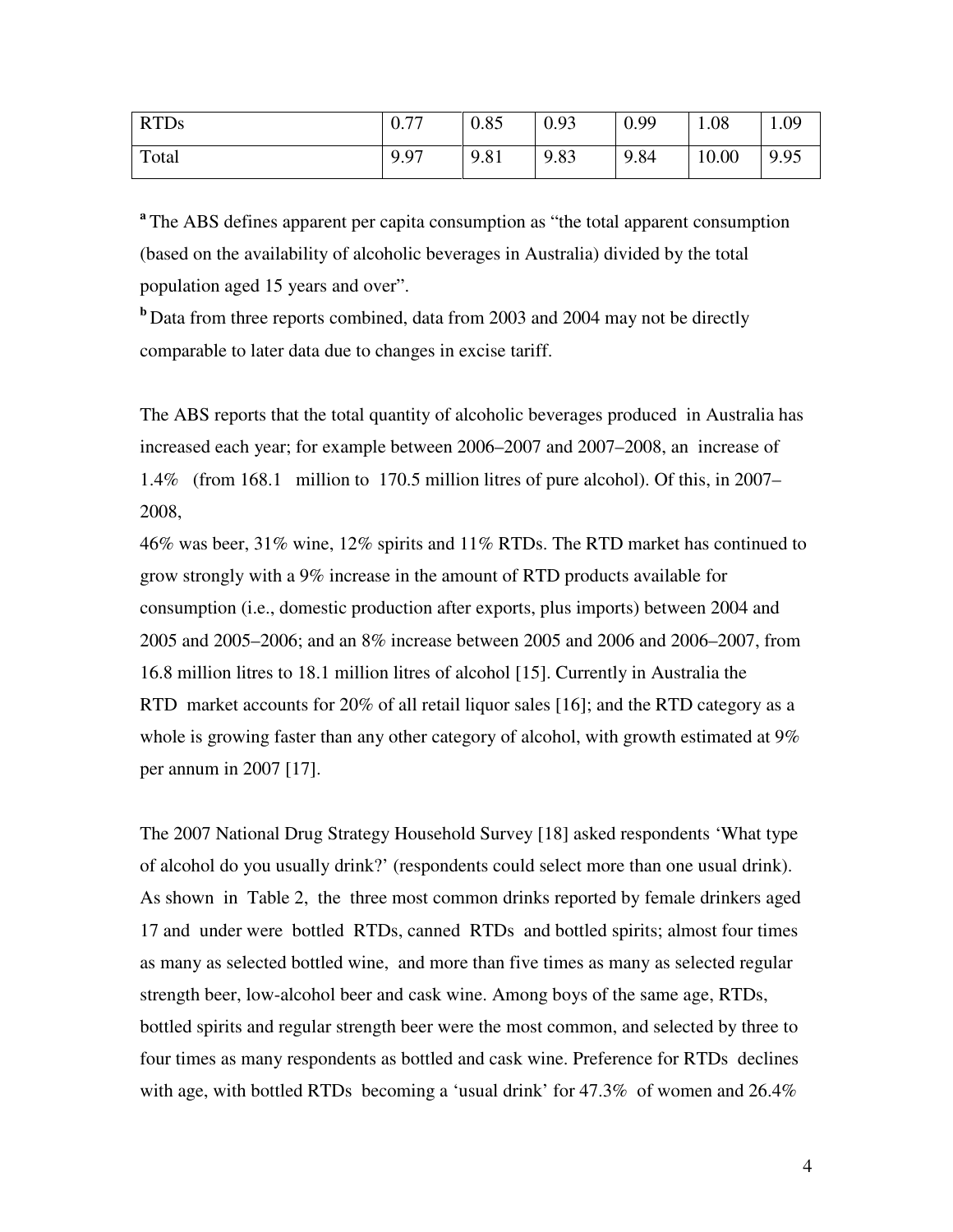| RTDs | 0.77 | 0.85 | 0.93 | 0.99 | 1.08 | 1.09 |
|---|---|---|---|---|---|---|
| Total | 9.97 | 9.81 | 9.83 | 9.84 | 10.00 | 9.95 |

[a] The ABS defines apparent per capita consumption as "the total apparent consumption (based on the availability of alcoholic beverages in Australia) divided by the total population aged 15 years and over".

[b] Data from three reports combined, data from 2003 and 2004 may not be directly comparable to later data due to changes in excise tariff.

The ABS reports that the total quantity of alcoholic beverages produced in Australia has increased each year; for example between 2006–2007 and 2007–2008, an increase of 1.4% (from 168.1 million to 170.5 million litres of pure alcohol). Of this, in 2007–2008,

46% was beer, 31% wine, 12% spirits and 11% RTDs. The RTD market has continued to grow strongly with a 9% increase in the amount of RTD products available for consumption (i.e., domestic production after exports, plus imports) between 2004 and 2005 and 2005–2006; and an 8% increase between 2005 and 2006 and 2006–2007, from 16.8 million litres to 18.1 million litres of alcohol [15]. Currently in Australia the RTD market accounts for 20% of all retail liquor sales [16]; and the RTD category as a whole is growing faster than any other category of alcohol, with growth estimated at 9% per annum in 2007 [17].

The 2007 National Drug Strategy Household Survey [18] asked respondents 'What type of alcohol do you usually drink?' (respondents could select more than one usual drink). As shown in Table 2, the three most common drinks reported by female drinkers aged 17 and under were bottled RTDs, canned RTDs and bottled spirits; almost four times as many as selected bottled wine, and more than five times as many as selected regular strength beer, low-alcohol beer and cask wine. Among boys of the same age, RTDs, bottled spirits and regular strength beer were the most common, and selected by three to four times as many respondents as bottled and cask wine. Preference for RTDs declines with age, with bottled RTDs becoming a 'usual drink' for 47.3% of women and 26.4%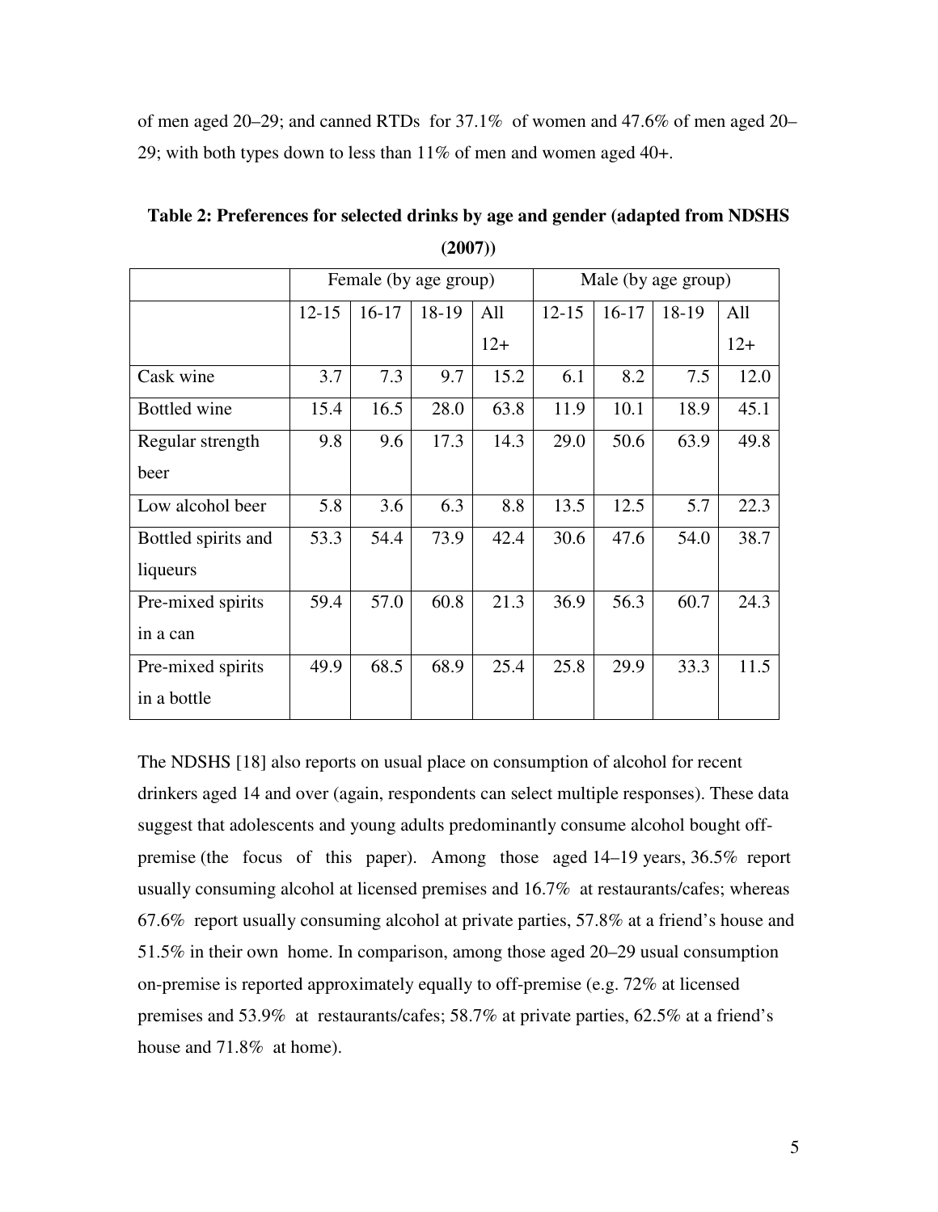of men aged 20–29; and canned RTDs for 37.1% of women and 47.6% of men aged 20–29; with both types down to less than 11% of men and women aged 40+.

**Table 2: Preferences for selected drinks by age and gender (adapted from NDSHS (2007))**

| | Female (by age group) | | | | Male (by age group) | | | |
|---|---|---|---|---|---|---|---|---|
| | 12-15 | 16-17 | 18-19 | All 12+ | 12-15 | 16-17 | 18-19 | All 12+ |
| Cask wine | 3.7 | 7.3 | 9.7 | 15.2 | 6.1 | 8.2 | 7.5 | 12.0 |
| Bottled wine | 15.4 | 16.5 | 28.0 | 63.8 | 11.9 | 10.1 | 18.9 | 45.1 |
| Regular strength beer | 9.8 | 9.6 | 17.3 | 14.3 | 29.0 | 50.6 | 63.9 | 49.8 |
| Low alcohol beer | 5.8 | 3.6 | 6.3 | 8.8 | 13.5 | 12.5 | 5.7 | 22.3 |
| Bottled spirits and liqueurs | 53.3 | 54.4 | 73.9 | 42.4 | 30.6 | 47.6 | 54.0 | 38.7 |
| Pre-mixed spirits in a can | 59.4 | 57.0 | 60.8 | 21.3 | 36.9 | 56.3 | 60.7 | 24.3 |
| Pre-mixed spirits in a bottle | 49.9 | 68.5 | 68.9 | 25.4 | 25.8 | 29.9 | 33.3 | 11.5 |

The NDSHS [18] also reports on usual place on consumption of alcohol for recent drinkers aged 14 and over (again, respondents can select multiple responses). These data suggest that adolescents and young adults predominantly consume alcohol bought off-premise (the focus of this paper). Among those aged 14–19 years, 36.5% report usually consuming alcohol at licensed premises and 16.7% at restaurants/cafes; whereas 67.6% report usually consuming alcohol at private parties, 57.8% at a friend's house and 51.5% in their own home. In comparison, among those aged 20–29 usual consumption on-premise is reported approximately equally to off-premise (e.g. 72% at licensed premises and 53.9% at restaurants/cafes; 58.7% at private parties, 62.5% at a friend's house and 71.8% at home).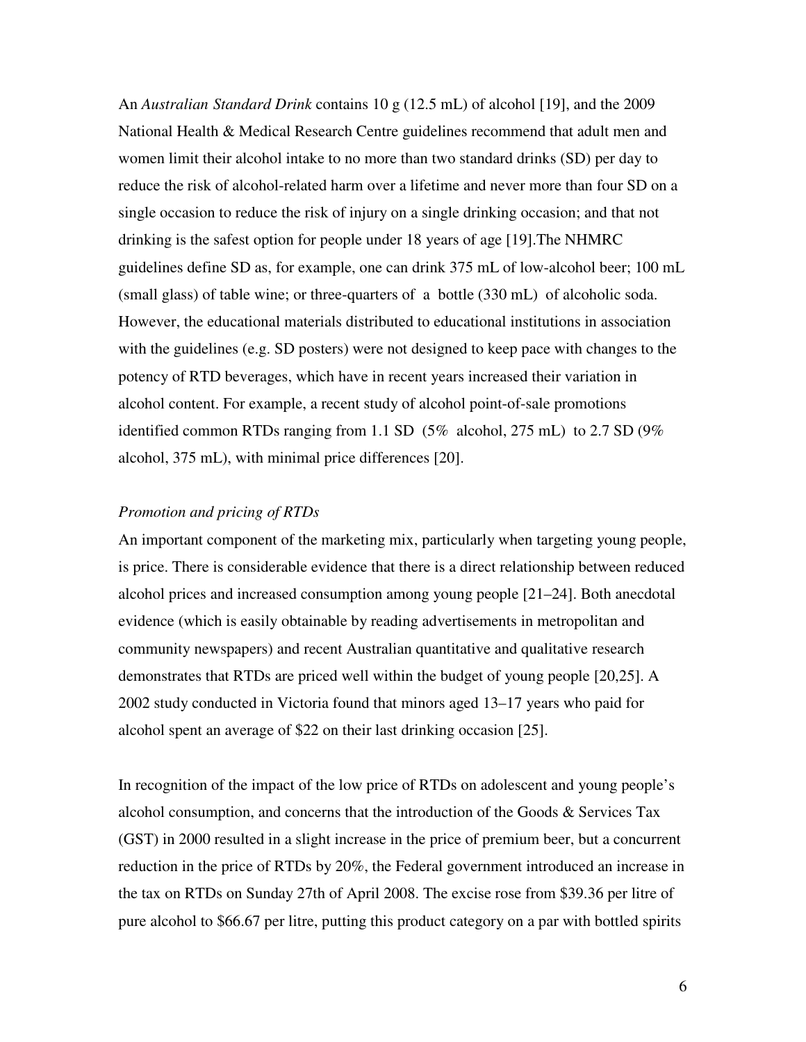An *Australian Standard Drink* contains 10 g (12.5 mL) of alcohol [19], and the 2009 National Health & Medical Research Centre guidelines recommend that adult men and women limit their alcohol intake to no more than two standard drinks (SD) per day to reduce the risk of alcohol-related harm over a lifetime and never more than four SD on a single occasion to reduce the risk of injury on a single drinking occasion; and that not drinking is the safest option for people under 18 years of age [19].The NHMRC guidelines define SD as, for example, one can drink 375 mL of low-alcohol beer; 100 mL (small glass) of table wine; or three-quarters of a bottle (330 mL) of alcoholic soda. However, the educational materials distributed to educational institutions in association with the guidelines (e.g. SD posters) were not designed to keep pace with changes to the potency of RTD beverages, which have in recent years increased their variation in alcohol content. For example, a recent study of alcohol point-of-sale promotions identified common RTDs ranging from 1.1 SD (5% alcohol, 275 mL) to 2.7 SD (9% alcohol, 375 mL), with minimal price differences [20].

*Promotion and pricing of RTDs*

An important component of the marketing mix, particularly when targeting young people, is price. There is considerable evidence that there is a direct relationship between reduced alcohol prices and increased consumption among young people [21–24]. Both anecdotal evidence (which is easily obtainable by reading advertisements in metropolitan and community newspapers) and recent Australian quantitative and qualitative research demonstrates that RTDs are priced well within the budget of young people [20,25]. A 2002 study conducted in Victoria found that minors aged 13–17 years who paid for alcohol spent an average of $22 on their last drinking occasion [25].

In recognition of the impact of the low price of RTDs on adolescent and young people's alcohol consumption, and concerns that the introduction of the Goods & Services Tax (GST) in 2000 resulted in a slight increase in the price of premium beer, but a concurrent reduction in the price of RTDs by 20%, the Federal government introduced an increase in the tax on RTDs on Sunday 27th of April 2008. The excise rose from $39.36 per litre of pure alcohol to $66.67 per litre, putting this product category on a par with bottled spirits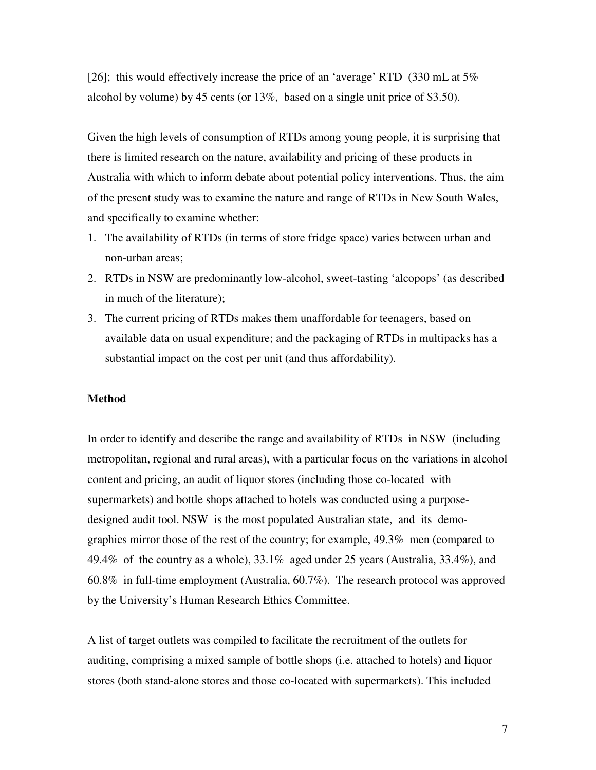[26]; this would effectively increase the price of an 'average' RTD (330 mL at 5% alcohol by volume) by 45 cents (or 13%, based on a single unit price of $3.50).

Given the high levels of consumption of RTDs among young people, it is surprising that there is limited research on the nature, availability and pricing of these products in Australia with which to inform debate about potential policy interventions. Thus, the aim of the present study was to examine the nature and range of RTDs in New South Wales, and specifically to examine whether:

1. The availability of RTDs (in terms of store fridge space) varies between urban and non-urban areas;
2. RTDs in NSW are predominantly low-alcohol, sweet-tasting 'alcopops' (as described in much of the literature);
3. The current pricing of RTDs makes them unaffordable for teenagers, based on available data on usual expenditure; and the packaging of RTDs in multipacks has a substantial impact on the cost per unit (and thus affordability).

**Method**

In order to identify and describe the range and availability of RTDs in NSW (including metropolitan, regional and rural areas), with a particular focus on the variations in alcohol content and pricing, an audit of liquor stores (including those co-located with supermarkets) and bottle shops attached to hotels was conducted using a purpose-designed audit tool. NSW is the most populated Australian state, and its demographics mirror those of the rest of the country; for example, 49.3% men (compared to 49.4% of the country as a whole), 33.1% aged under 25 years (Australia, 33.4%), and 60.8% in full-time employment (Australia, 60.7%). The research protocol was approved by the University's Human Research Ethics Committee.

A list of target outlets was compiled to facilitate the recruitment of the outlets for auditing, comprising a mixed sample of bottle shops (i.e. attached to hotels) and liquor stores (both stand-alone stores and those co-located with supermarkets). This included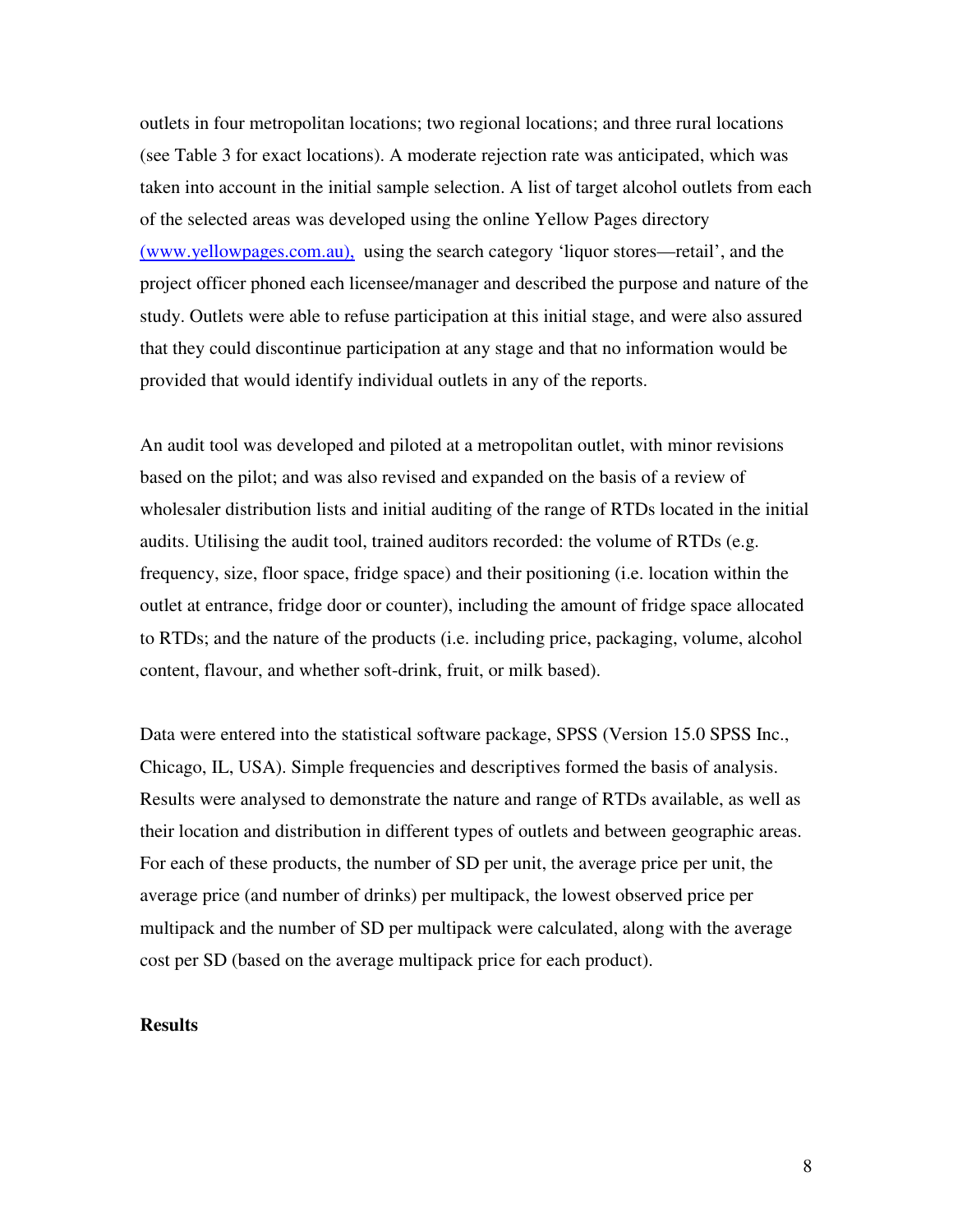outlets in four metropolitan locations; two regional locations; and three rural locations (see Table 3 for exact locations). A moderate rejection rate was anticipated, which was taken into account in the initial sample selection. A list of target alcohol outlets from each of the selected areas was developed using the online Yellow Pages directory (www.yellowpages.com.au), using the search category 'liquor stores—retail', and the project officer phoned each licensee/manager and described the purpose and nature of the study. Outlets were able to refuse participation at this initial stage, and were also assured that they could discontinue participation at any stage and that no information would be provided that would identify individual outlets in any of the reports.

An audit tool was developed and piloted at a metropolitan outlet, with minor revisions based on the pilot; and was also revised and expanded on the basis of a review of wholesaler distribution lists and initial auditing of the range of RTDs located in the initial audits. Utilising the audit tool, trained auditors recorded: the volume of RTDs (e.g. frequency, size, floor space, fridge space) and their positioning (i.e. location within the outlet at entrance, fridge door or counter), including the amount of fridge space allocated to RTDs; and the nature of the products (i.e. including price, packaging, volume, alcohol content, flavour, and whether soft-drink, fruit, or milk based).

Data were entered into the statistical software package, SPSS (Version 15.0 SPSS Inc., Chicago, IL, USA). Simple frequencies and descriptives formed the basis of analysis. Results were analysed to demonstrate the nature and range of RTDs available, as well as their location and distribution in different types of outlets and between geographic areas. For each of these products, the number of SD per unit, the average price per unit, the average price (and number of drinks) per multipack, the lowest observed price per multipack and the number of SD per multipack were calculated, along with the average cost per SD (based on the average multipack price for each product).

**Results**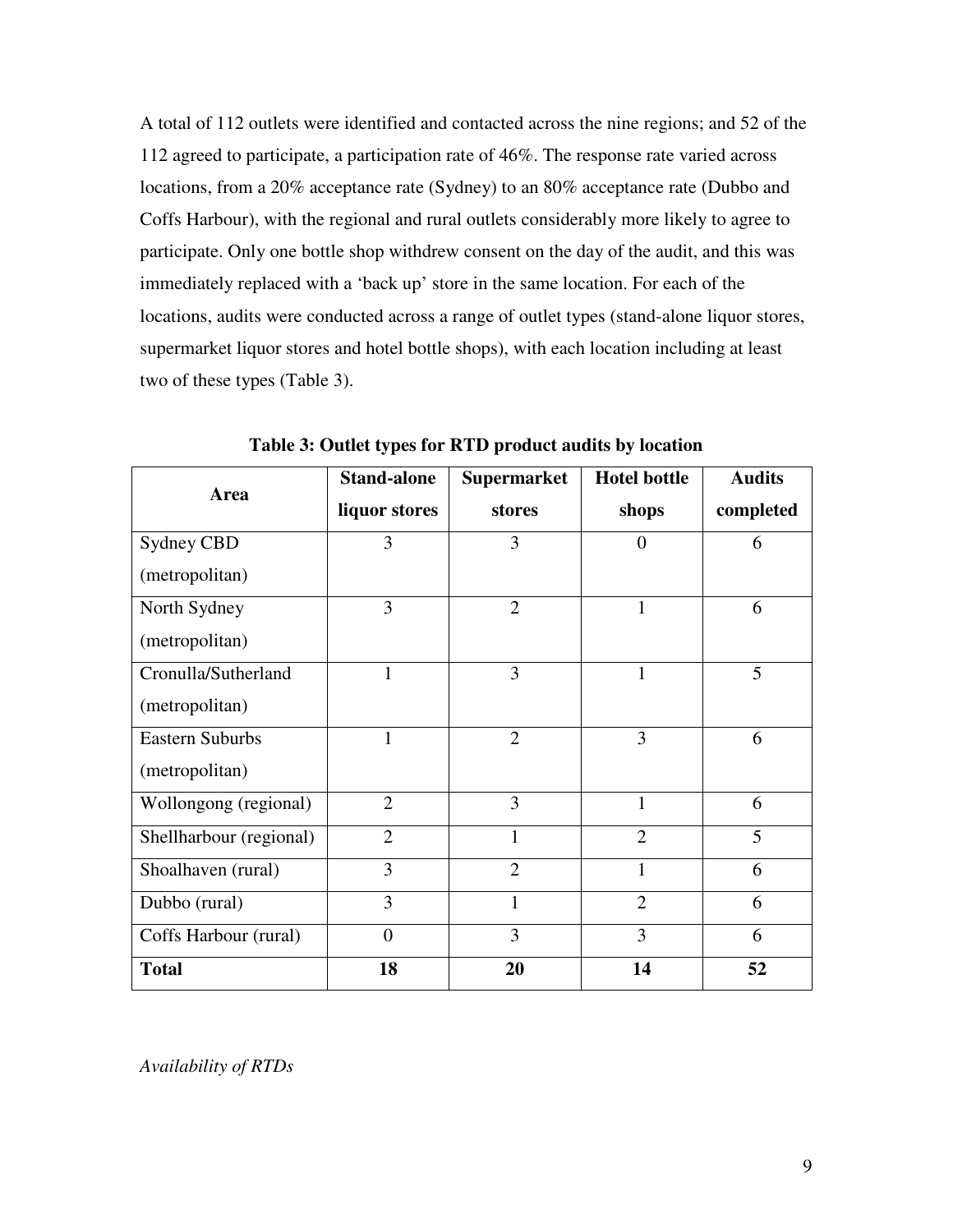A total of 112 outlets were identified and contacted across the nine regions; and 52 of the 112 agreed to participate, a participation rate of 46%. The response rate varied across locations, from a 20% acceptance rate (Sydney) to an 80% acceptance rate (Dubbo and Coffs Harbour), with the regional and rural outlets considerably more likely to agree to participate. Only one bottle shop withdrew consent on the day of the audit, and this was immediately replaced with a 'back up' store in the same location. For each of the locations, audits were conducted across a range of outlet types (stand-alone liquor stores, supermarket liquor stores and hotel bottle shops), with each location including at least two of these types (Table 3).

**Table 3: Outlet types for RTD product audits by location**

| Area | Stand-alone liquor stores | Supermarket stores | Hotel bottle shops | Audits completed |
|---|---|---|---|---|
| Sydney CBD (metropolitan) | 3 | 3 | 0 | 6 |
| North Sydney (metropolitan) | 3 | 2 | 1 | 6 |
| Cronulla/Sutherland (metropolitan) | 1 | 3 | 1 | 5 |
| Eastern Suburbs (metropolitan) | 1 | 2 | 3 | 6 |
| Wollongong (regional) | 2 | 3 | 1 | 6 |
| Shellharbour (regional) | 2 | 1 | 2 | 5 |
| Shoalhaven (rural) | 3 | 2 | 1 | 6 |
| Dubbo (rural) | 3 | 1 | 2 | 6 |
| Coffs Harbour (rural) | 0 | 3 | 3 | 6 |
| **Total** | **18** | **20** | **14** | **52** |

*Availability of RTDs*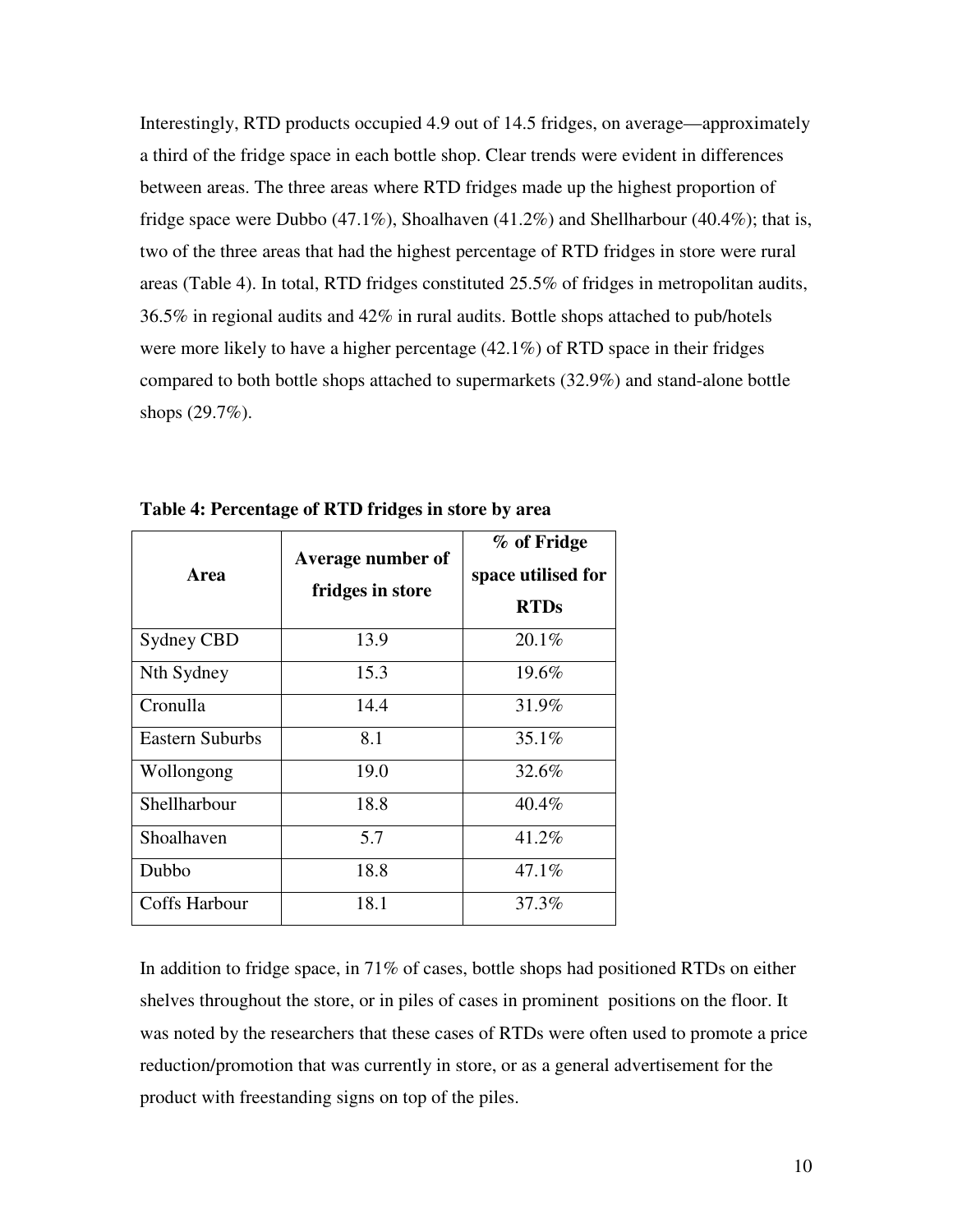Interestingly, RTD products occupied 4.9 out of 14.5 fridges, on average—approximately a third of the fridge space in each bottle shop. Clear trends were evident in differences between areas. The three areas where RTD fridges made up the highest proportion of fridge space were Dubbo (47.1%), Shoalhaven (41.2%) and Shellharbour (40.4%); that is, two of the three areas that had the highest percentage of RTD fridges in store were rural areas (Table 4). In total, RTD fridges constituted 25.5% of fridges in metropolitan audits, 36.5% in regional audits and 42% in rural audits. Bottle shops attached to pub/hotels were more likely to have a higher percentage (42.1%) of RTD space in their fridges compared to both bottle shops attached to supermarkets (32.9%) and stand-alone bottle shops (29.7%).

**Table 4: Percentage of RTD fridges in store by area**

| Area | Average number of fridges in store | % of Fridge space utilised for RTDs |
|---|---|---|
| Sydney CBD | 13.9 | 20.1% |
| Nth Sydney | 15.3 | 19.6% |
| Cronulla | 14.4 | 31.9% |
| Eastern Suburbs | 8.1 | 35.1% |
| Wollongong | 19.0 | 32.6% |
| Shellharbour | 18.8 | 40.4% |
| Shoalhaven | 5.7 | 41.2% |
| Dubbo | 18.8 | 47.1% |
| Coffs Harbour | 18.1 | 37.3% |

In addition to fridge space, in 71% of cases, bottle shops had positioned RTDs on either shelves throughout the store, or in piles of cases in prominent positions on the floor. It was noted by the researchers that these cases of RTDs were often used to promote a price reduction/promotion that was currently in store, or as a general advertisement for the product with freestanding signs on top of the piles.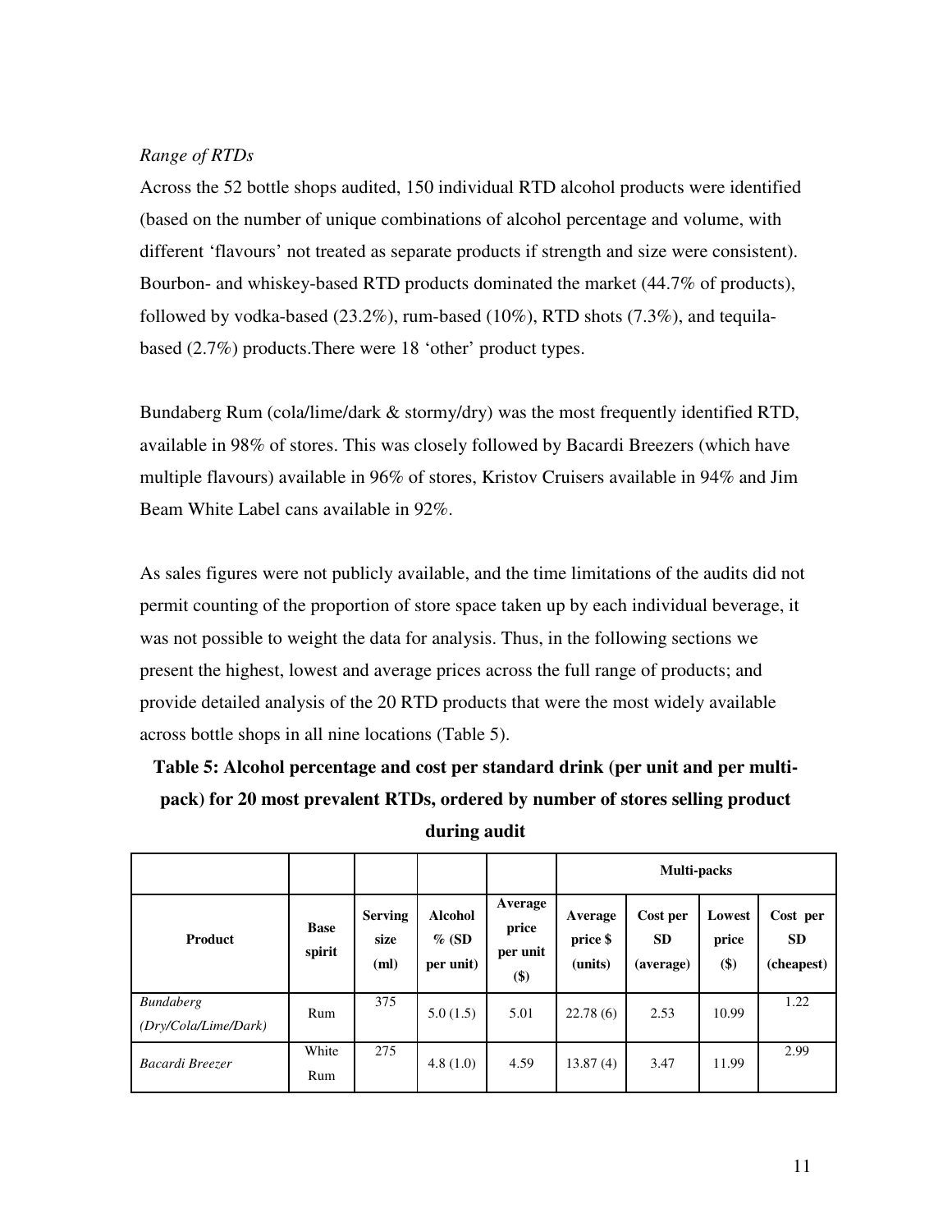*Range of RTDs*

Across the 52 bottle shops audited, 150 individual RTD alcohol products were identified (based on the number of unique combinations of alcohol percentage and volume, with different 'flavours' not treated as separate products if strength and size were consistent). Bourbon- and whiskey-based RTD products dominated the market (44.7% of products), followed by vodka-based (23.2%), rum-based (10%), RTD shots (7.3%), and tequila-based (2.7%) products.There were 18 'other' product types.

Bundaberg Rum (cola/lime/dark & stormy/dry) was the most frequently identified RTD, available in 98% of stores. This was closely followed by Bacardi Breezers (which have multiple flavours) available in 96% of stores, Kristov Cruisers available in 94% and Jim Beam White Label cans available in 92%.

As sales figures were not publicly available, and the time limitations of the audits did not permit counting of the proportion of store space taken up by each individual beverage, it was not possible to weight the data for analysis. Thus, in the following sections we present the highest, lowest and average prices across the full range of products; and provide detailed analysis of the 20 RTD products that were the most widely available across bottle shops in all nine locations (Table 5).

**Table 5: Alcohol percentage and cost per standard drink (per unit and per multi-pack) for 20 most prevalent RTDs, ordered by number of stores selling product during audit**

| | | | | | Multi-packs | | | |
|---|---|---|---|---|---|---|---|---|
| **Product** | **Base spirit** | **Serving size (ml)** | **Alcohol % (SD per unit)** | **Average price per unit ($)** | **Average price $ (units)** | **Cost per SD (average)** | **Lowest price ($)** | **Cost per SD (cheapest)** |
| *Bundaberg (Dry/Cola/Lime/Dark)* | Rum | 375 | 5.0 (1.5) | 5.01 | 22.78 (6) | 2.53 | 10.99 | 1.22 |
| *Bacardi Breezer* | White Rum | 275 | 4.8 (1.0) | 4.59 | 13.87 (4) | 3.47 | 11.99 | 2.99 |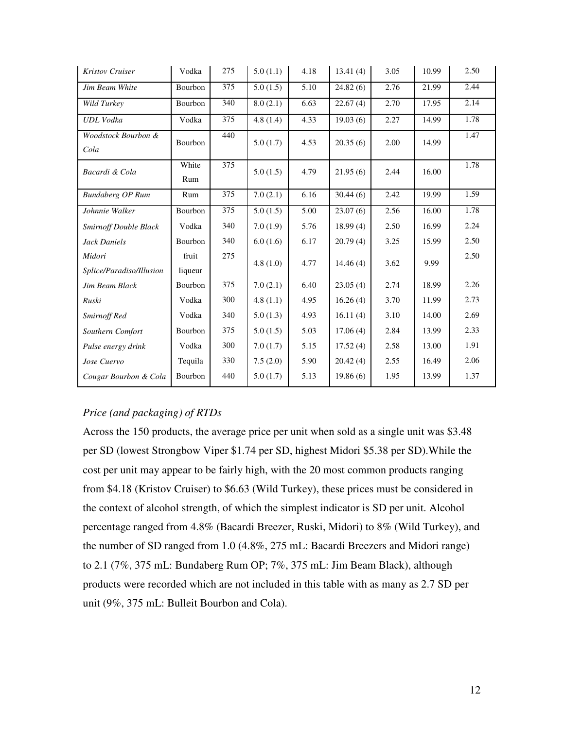| | | | | | | | | |
|---|---|---|---|---|---|---|---|---|
| *Kristov Cruiser* | Vodka | 275 | 5.0 (1.1) | 4.18 | 13.41 (4) | 3.05 | 10.99 | 2.50 |
| *Jim Beam White* | Bourbon | 375 | 5.0 (1.5) | 5.10 | 24.82 (6) | 2.76 | 21.99 | 2.44 |
| *Wild Turkey* | Bourbon | 340 | 8.0 (2.1) | 6.63 | 22.67 (4) | 2.70 | 17.95 | 2.14 |
| *UDL Vodka* | Vodka | 375 | 4.8 (1.4) | 4.33 | 19.03 (6) | 2.27 | 14.99 | 1.78 |
| *Woodstock Bourbon & Cola* | Bourbon | 440 | 5.0 (1.7) | 4.53 | 20.35 (6) | 2.00 | 14.99 | 1.47 |
| *Bacardi & Cola* | White Rum | 375 | 5.0 (1.5) | 4.79 | 21.95 (6) | 2.44 | 16.00 | 1.78 |
| *Bundaberg OP Rum* | Rum | 375 | 7.0 (2.1) | 6.16 | 30.44 (6) | 2.42 | 19.99 | 1.59 |
| *Johnnie Walker* | Bourbon | 375 | 5.0 (1.5) | 5.00 | 23.07 (6) | 2.56 | 16.00 | 1.78 |
| *Smirnoff Double Black* | Vodka | 340 | 7.0 (1.9) | 5.76 | 18.99 (4) | 2.50 | 16.99 | 2.24 |
| *Jack Daniels* | Bourbon | 340 | 6.0 (1.6) | 6.17 | 20.79 (4) | 3.25 | 15.99 | 2.50 |
| *Midori Splice/Paradiso/Illusion* | fruit liqueur | 275 | 4.8 (1.0) | 4.77 | 14.46 (4) | 3.62 | 9.99 | 2.50 |
| *Jim Beam Black* | Bourbon | 375 | 7.0 (2.1) | 6.40 | 23.05 (4) | 2.74 | 18.99 | 2.26 |
| *Ruski* | Vodka | 300 | 4.8 (1.1) | 4.95 | 16.26 (4) | 3.70 | 11.99 | 2.73 |
| *Smirnoff Red* | Vodka | 340 | 5.0 (1.3) | 4.93 | 16.11 (4) | 3.10 | 14.00 | 2.69 |
| *Southern Comfort* | Bourbon | 375 | 5.0 (1.5) | 5.03 | 17.06 (4) | 2.84 | 13.99 | 2.33 |
| *Pulse energy drink* | Vodka | 300 | 7.0 (1.7) | 5.15 | 17.52 (4) | 2.58 | 13.00 | 1.91 |
| *Jose Cuervo* | Tequila | 330 | 7.5 (2.0) | 5.90 | 20.42 (4) | 2.55 | 16.49 | 2.06 |
| *Cougar Bourbon & Cola* | Bourbon | 440 | 5.0 (1.7) | 5.13 | 19.86 (6) | 1.95 | 13.99 | 1.37 |

### *Price (and packaging) of RTDs*

Across the 150 products, the average price per unit when sold as a single unit was \$3.48 per SD (lowest Strongbow Viper \$1.74 per SD, highest Midori \$5.38 per SD).While the cost per unit may appear to be fairly high, with the 20 most common products ranging from \$4.18 (Kristov Cruiser) to \$6.63 (Wild Turkey), these prices must be considered in the context of alcohol strength, of which the simplest indicator is SD per unit. Alcohol percentage ranged from 4.8% (Bacardi Breezer, Ruski, Midori) to 8% (Wild Turkey), and the number of SD ranged from 1.0 (4.8%, 275 mL: Bacardi Breezers and Midori range) to 2.1 (7%, 375 mL: Bundaberg Rum OP; 7%, 375 mL: Jim Beam Black), although products were recorded which are not included in this table with as many as 2.7 SD per unit (9%, 375 mL: Bulleit Bourbon and Cola).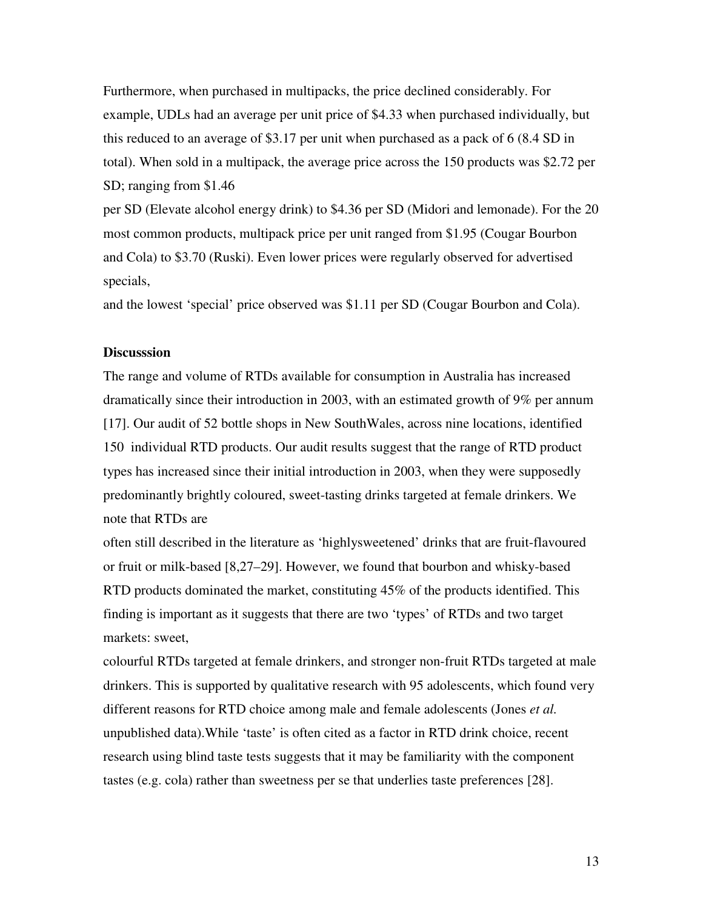Furthermore, when purchased in multipacks, the price declined considerably. For example, UDLs had an average per unit price of $4.33 when purchased individually, but this reduced to an average of $3.17 per unit when purchased as a pack of 6 (8.4 SD in total). When sold in a multipack, the average price across the 150 products was $2.72 per SD; ranging from $1.46 per SD (Elevate alcohol energy drink) to $4.36 per SD (Midori and lemonade). For the 20 most common products, multipack price per unit ranged from $1.95 (Cougar Bourbon and Cola) to $3.70 (Ruski). Even lower prices were regularly observed for advertised specials, and the lowest 'special' price observed was $1.11 per SD (Cougar Bourbon and Cola).

**Discusssion**

The range and volume of RTDs available for consumption in Australia has increased dramatically since their introduction in 2003, with an estimated growth of 9% per annum [17]. Our audit of 52 bottle shops in New SouthWales, across nine locations, identified 150 individual RTD products. Our audit results suggest that the range of RTD product types has increased since their initial introduction in 2003, when they were supposedly predominantly brightly coloured, sweet-tasting drinks targeted at female drinkers. We note that RTDs are often still described in the literature as 'highlysweetened' drinks that are fruit-flavoured or fruit or milk-based [8,27–29]. However, we found that bourbon and whisky-based RTD products dominated the market, constituting 45% of the products identified. This finding is important as it suggests that there are two 'types' of RTDs and two target markets: sweet, colourful RTDs targeted at female drinkers, and stronger non-fruit RTDs targeted at male drinkers. This is supported by qualitative research with 95 adolescents, which found very different reasons for RTD choice among male and female adolescents (Jones *et al.* unpublished data).While 'taste' is often cited as a factor in RTD drink choice, recent research using blind taste tests suggests that it may be familiarity with the component tastes (e.g. cola) rather than sweetness per se that underlies taste preferences [28].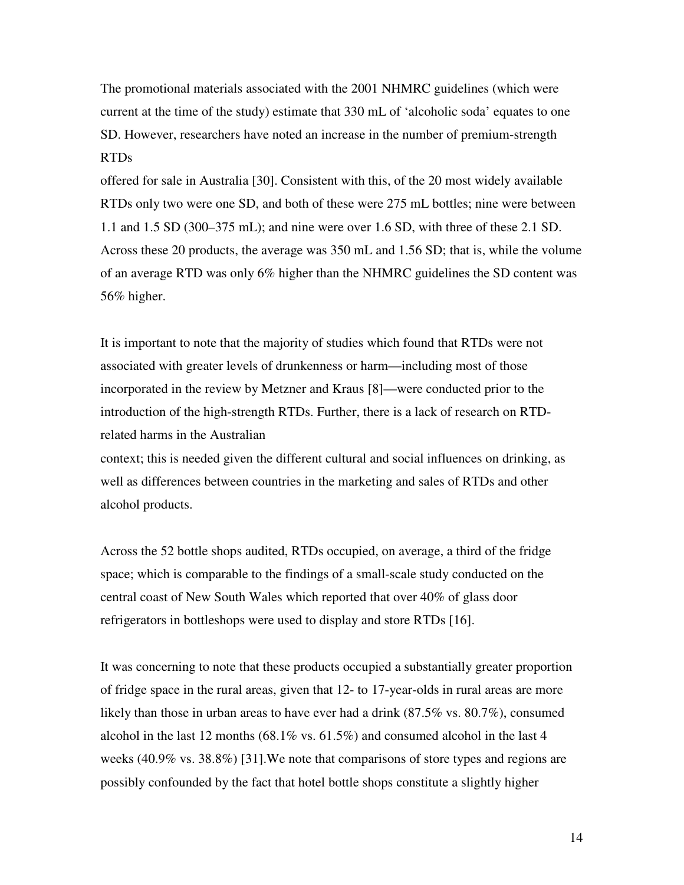The promotional materials associated with the 2001 NHMRC guidelines (which were current at the time of the study) estimate that 330 mL of 'alcoholic soda' equates to one SD. However, researchers have noted an increase in the number of premium-strength RTDs offered for sale in Australia [30]. Consistent with this, of the 20 most widely available RTDs only two were one SD, and both of these were 275 mL bottles; nine were between 1.1 and 1.5 SD (300–375 mL); and nine were over 1.6 SD, with three of these 2.1 SD. Across these 20 products, the average was 350 mL and 1.56 SD; that is, while the volume of an average RTD was only 6% higher than the NHMRC guidelines the SD content was 56% higher.

It is important to note that the majority of studies which found that RTDs were not associated with greater levels of drunkenness or harm—including most of those incorporated in the review by Metzner and Kraus [8]—were conducted prior to the introduction of the high-strength RTDs. Further, there is a lack of research on RTD-related harms in the Australian context; this is needed given the different cultural and social influences on drinking, as well as differences between countries in the marketing and sales of RTDs and other alcohol products.

Across the 52 bottle shops audited, RTDs occupied, on average, a third of the fridge space; which is comparable to the findings of a small-scale study conducted on the central coast of New South Wales which reported that over 40% of glass door refrigerators in bottleshops were used to display and store RTDs [16].

It was concerning to note that these products occupied a substantially greater proportion of fridge space in the rural areas, given that 12- to 17-year-olds in rural areas are more likely than those in urban areas to have ever had a drink (87.5% vs. 80.7%), consumed alcohol in the last 12 months (68.1% vs. 61.5%) and consumed alcohol in the last 4 weeks (40.9% vs. 38.8%) [31].We note that comparisons of store types and regions are possibly confounded by the fact that hotel bottle shops constitute a slightly higher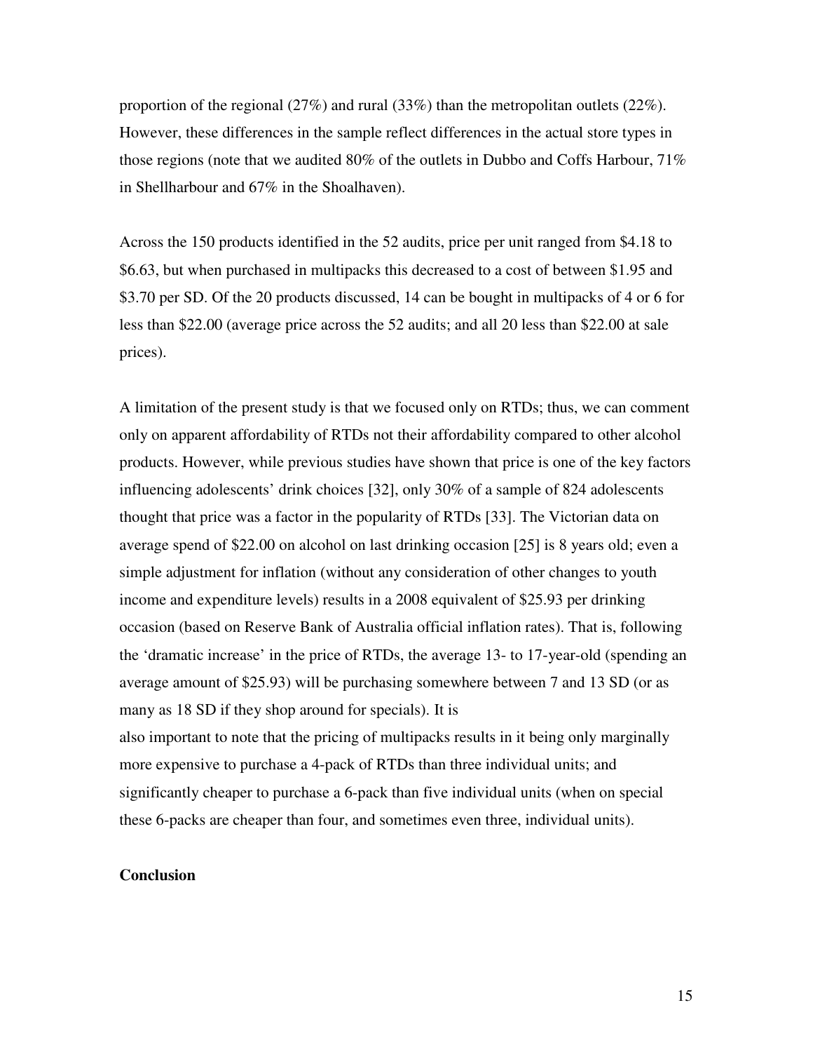proportion of the regional (27%) and rural (33%) than the metropolitan outlets (22%). However, these differences in the sample reflect differences in the actual store types in those regions (note that we audited 80% of the outlets in Dubbo and Coffs Harbour, 71% in Shellharbour and 67% in the Shoalhaven).

Across the 150 products identified in the 52 audits, price per unit ranged from $4.18 to $6.63, but when purchased in multipacks this decreased to a cost of between $1.95 and $3.70 per SD. Of the 20 products discussed, 14 can be bought in multipacks of 4 or 6 for less than $22.00 (average price across the 52 audits; and all 20 less than $22.00 at sale prices).

A limitation of the present study is that we focused only on RTDs; thus, we can comment only on apparent affordability of RTDs not their affordability compared to other alcohol products. However, while previous studies have shown that price is one of the key factors influencing adolescents' drink choices [32], only 30% of a sample of 824 adolescents thought that price was a factor in the popularity of RTDs [33]. The Victorian data on average spend of $22.00 on alcohol on last drinking occasion [25] is 8 years old; even a simple adjustment for inflation (without any consideration of other changes to youth income and expenditure levels) results in a 2008 equivalent of $25.93 per drinking occasion (based on Reserve Bank of Australia official inflation rates). That is, following the 'dramatic increase' in the price of RTDs, the average 13- to 17-year-old (spending an average amount of $25.93) will be purchasing somewhere between 7 and 13 SD (or as many as 18 SD if they shop around for specials). It is also important to note that the pricing of multipacks results in it being only marginally more expensive to purchase a 4-pack of RTDs than three individual units; and significantly cheaper to purchase a 6-pack than five individual units (when on special these 6-packs are cheaper than four, and sometimes even three, individual units).

## Conclusion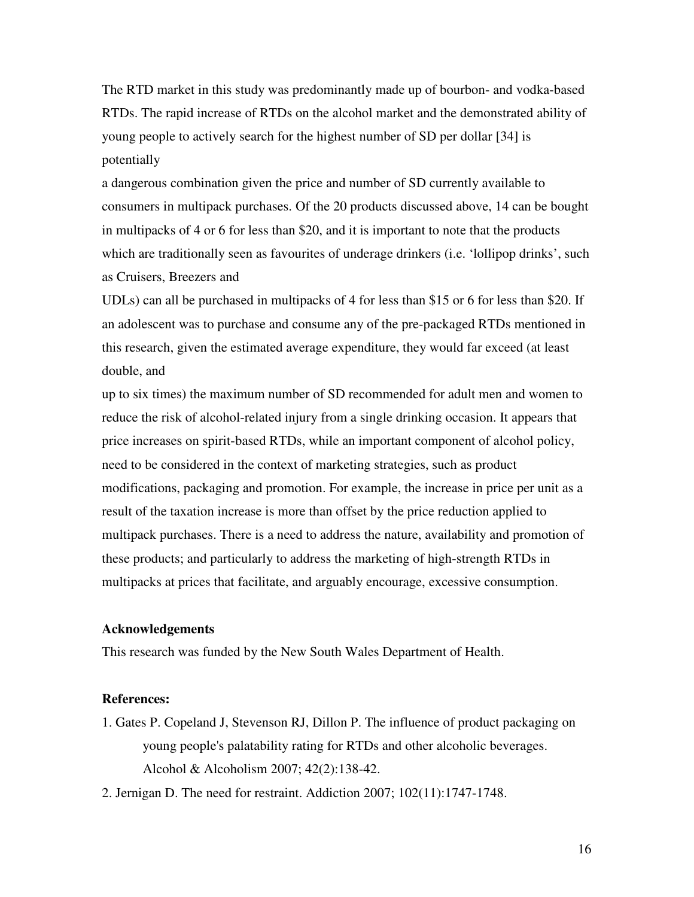The RTD market in this study was predominantly made up of bourbon- and vodka-based RTDs. The rapid increase of RTDs on the alcohol market and the demonstrated ability of young people to actively search for the highest number of SD per dollar [34] is potentially a dangerous combination given the price and number of SD currently available to consumers in multipack purchases. Of the 20 products discussed above, 14 can be bought in multipacks of 4 or 6 for less than \$20, and it is important to note that the products which are traditionally seen as favourites of underage drinkers (i.e. 'lollipop drinks', such as Cruisers, Breezers and UDLs) can all be purchased in multipacks of 4 for less than \$15 or 6 for less than \$20. If an adolescent was to purchase and consume any of the pre-packaged RTDs mentioned in this research, given the estimated average expenditure, they would far exceed (at least double, and up to six times) the maximum number of SD recommended for adult men and women to reduce the risk of alcohol-related injury from a single drinking occasion. It appears that price increases on spirit-based RTDs, while an important component of alcohol policy, need to be considered in the context of marketing strategies, such as product modifications, packaging and promotion. For example, the increase in price per unit as a result of the taxation increase is more than offset by the price reduction applied to multipack purchases. There is a need to address the nature, availability and promotion of these products; and particularly to address the marketing of high-strength RTDs in multipacks at prices that facilitate, and arguably encourage, excessive consumption.

**Acknowledgements**

This research was funded by the New South Wales Department of Health.

**References:**

1. Gates P. Copeland J, Stevenson RJ, Dillon P. The influence of product packaging on young people's palatability rating for RTDs and other alcoholic beverages. Alcohol & Alcoholism 2007; 42(2):138-42.
2. Jernigan D. The need for restraint. Addiction 2007; 102(11):1747-1748.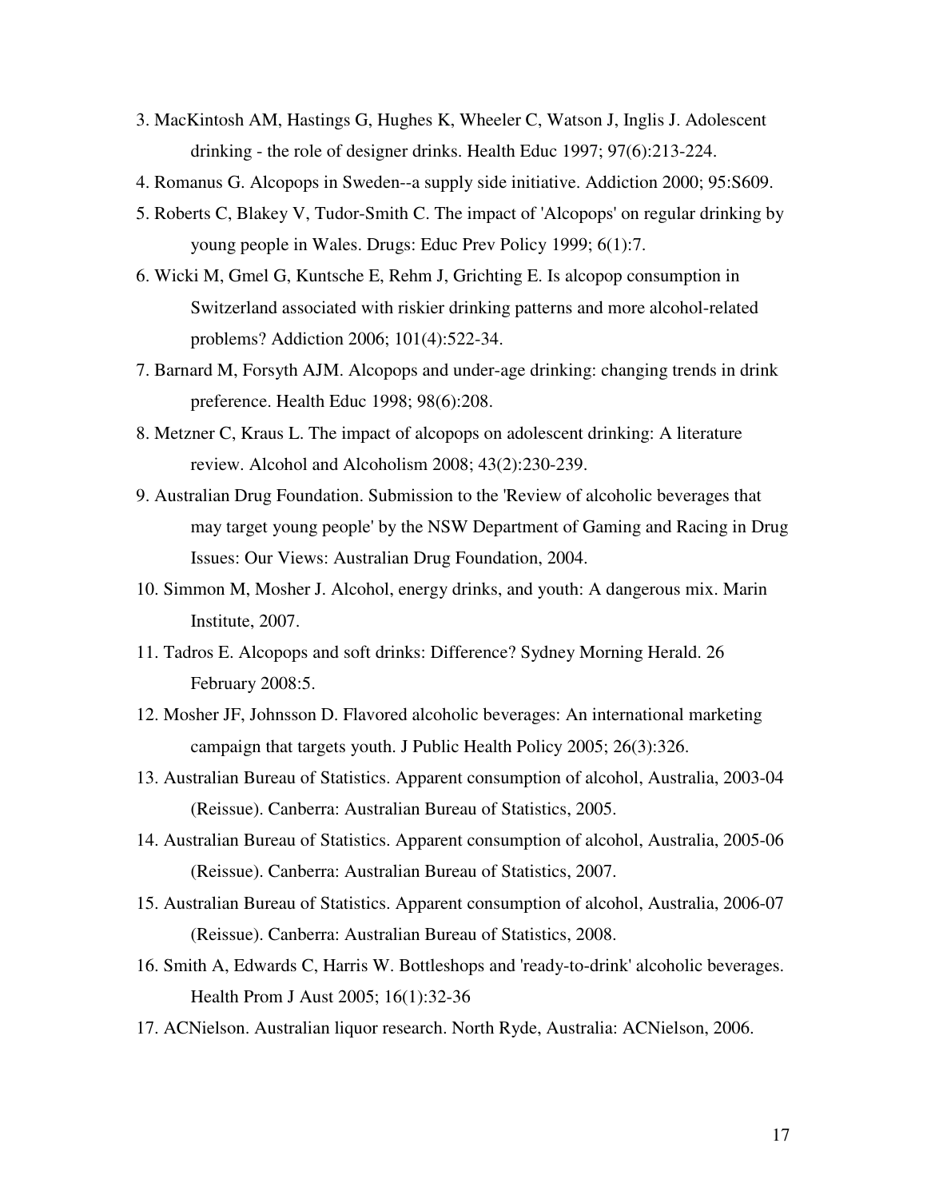3. MacKintosh AM, Hastings G, Hughes K, Wheeler C, Watson J, Inglis J. Adolescent drinking - the role of designer drinks. Health Educ 1997; 97(6):213-224.
4. Romanus G. Alcopops in Sweden--a supply side initiative. Addiction 2000; 95:S609.
5. Roberts C, Blakey V, Tudor-Smith C. The impact of 'Alcopops' on regular drinking by young people in Wales. Drugs: Educ Prev Policy 1999; 6(1):7.
6. Wicki M, Gmel G, Kuntsche E, Rehm J, Grichting E. Is alcopop consumption in Switzerland associated with riskier drinking patterns and more alcohol-related problems? Addiction 2006; 101(4):522-34.
7. Barnard M, Forsyth AJM. Alcopops and under-age drinking: changing trends in drink preference. Health Educ 1998; 98(6):208.
8. Metzner C, Kraus L. The impact of alcopops on adolescent drinking: A literature review. Alcohol and Alcoholism 2008; 43(2):230-239.
9. Australian Drug Foundation. Submission to the 'Review of alcoholic beverages that may target young people' by the NSW Department of Gaming and Racing in Drug Issues: Our Views: Australian Drug Foundation, 2004.
10. Simmon M, Mosher J. Alcohol, energy drinks, and youth: A dangerous mix. Marin Institute, 2007.
11. Tadros E. Alcopops and soft drinks: Difference? Sydney Morning Herald. 26 February 2008:5.
12. Mosher JF, Johnsson D. Flavored alcoholic beverages: An international marketing campaign that targets youth. J Public Health Policy 2005; 26(3):326.
13. Australian Bureau of Statistics. Apparent consumption of alcohol, Australia, 2003-04 (Reissue). Canberra: Australian Bureau of Statistics, 2005.
14. Australian Bureau of Statistics. Apparent consumption of alcohol, Australia, 2005-06 (Reissue). Canberra: Australian Bureau of Statistics, 2007.
15. Australian Bureau of Statistics. Apparent consumption of alcohol, Australia, 2006-07 (Reissue). Canberra: Australian Bureau of Statistics, 2008.
16. Smith A, Edwards C, Harris W. Bottleshops and 'ready-to-drink' alcoholic beverages. Health Prom J Aust 2005; 16(1):32-36
17. ACNielson. Australian liquor research. North Ryde, Australia: ACNielson, 2006.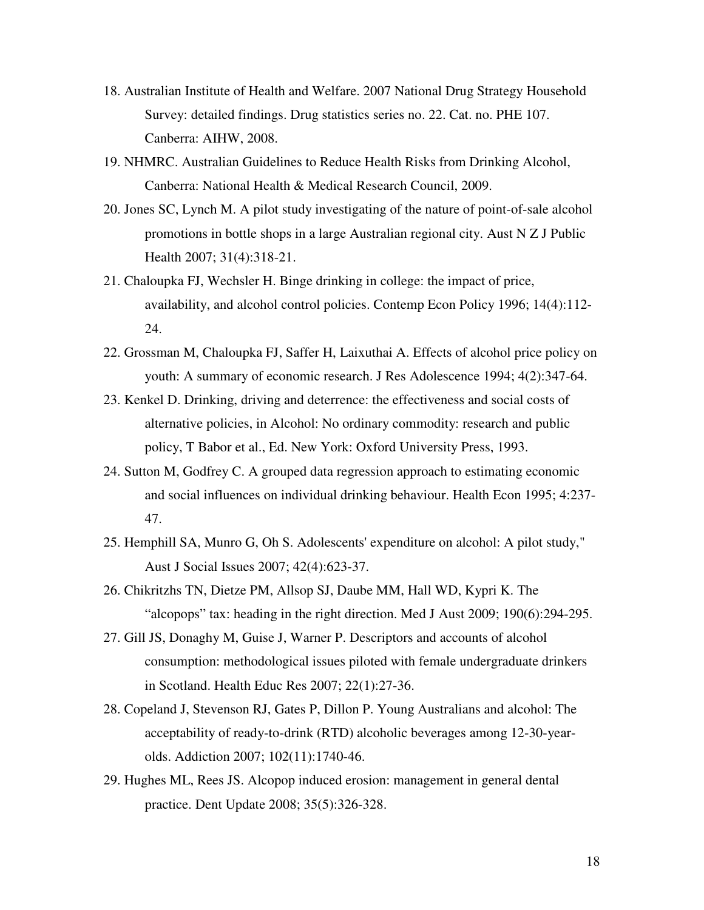18. Australian Institute of Health and Welfare. 2007 National Drug Strategy Household Survey: detailed findings. Drug statistics series no. 22. Cat. no. PHE 107. Canberra: AIHW, 2008.
19. NHMRC. Australian Guidelines to Reduce Health Risks from Drinking Alcohol, Canberra: National Health & Medical Research Council, 2009.
20. Jones SC, Lynch M. A pilot study investigating of the nature of point-of-sale alcohol promotions in bottle shops in a large Australian regional city. Aust N Z J Public Health 2007; 31(4):318-21.
21. Chaloupka FJ, Wechsler H. Binge drinking in college: the impact of price, availability, and alcohol control policies. Contemp Econ Policy 1996; 14(4):112-24.
22. Grossman M, Chaloupka FJ, Saffer H, Laixuthai A. Effects of alcohol price policy on youth: A summary of economic research. J Res Adolescence 1994; 4(2):347-64.
23. Kenkel D. Drinking, driving and deterrence: the effectiveness and social costs of alternative policies, in Alcohol: No ordinary commodity: research and public policy, T Babor et al., Ed. New York: Oxford University Press, 1993.
24. Sutton M, Godfrey C. A grouped data regression approach to estimating economic and social influences on individual drinking behaviour. Health Econ 1995; 4:237-47.
25. Hemphill SA, Munro G, Oh S. Adolescents' expenditure on alcohol: A pilot study," Aust J Social Issues 2007; 42(4):623-37.
26. Chikritzhs TN, Dietze PM, Allsop SJ, Daube MM, Hall WD, Kypri K. The "alcopops" tax: heading in the right direction. Med J Aust 2009; 190(6):294-295.
27. Gill JS, Donaghy M, Guise J, Warner P. Descriptors and accounts of alcohol consumption: methodological issues piloted with female undergraduate drinkers in Scotland. Health Educ Res 2007; 22(1):27-36.
28. Copeland J, Stevenson RJ, Gates P, Dillon P. Young Australians and alcohol: The acceptability of ready-to-drink (RTD) alcoholic beverages among 12-30-year-olds. Addiction 2007; 102(11):1740-46.
29. Hughes ML, Rees JS. Alcopop induced erosion: management in general dental practice. Dent Update 2008; 35(5):326-328.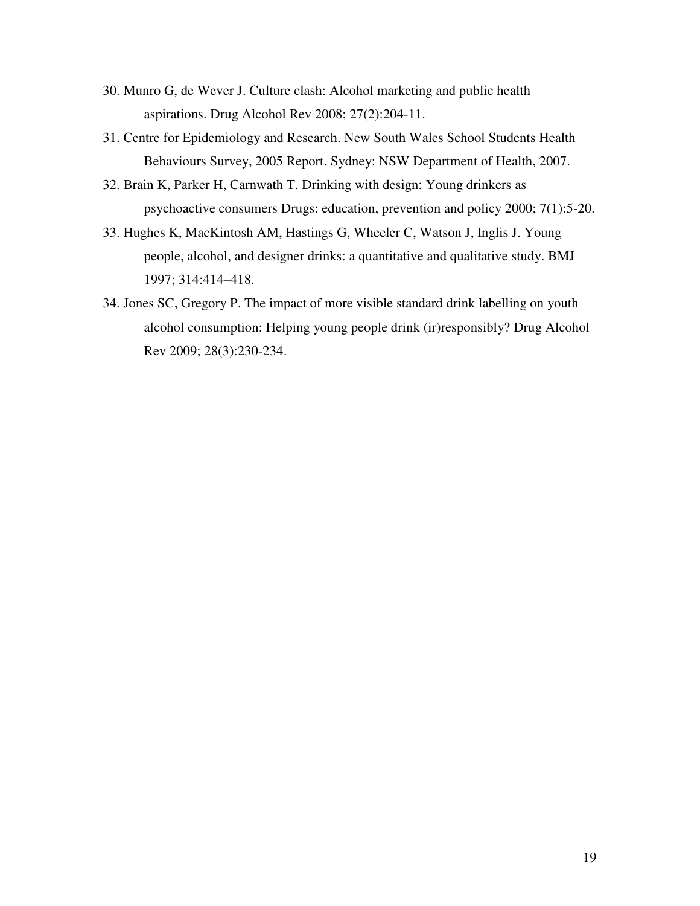30. Munro G, de Wever J. Culture clash: Alcohol marketing and public health aspirations. Drug Alcohol Rev 2008; 27(2):204-11.
31. Centre for Epidemiology and Research. New South Wales School Students Health Behaviours Survey, 2005 Report. Sydney: NSW Department of Health, 2007.
32. Brain K, Parker H, Carnwath T. Drinking with design: Young drinkers as psychoactive consumers Drugs: education, prevention and policy 2000; 7(1):5-20.
33. Hughes K, MacKintosh AM, Hastings G, Wheeler C, Watson J, Inglis J. Young people, alcohol, and designer drinks: a quantitative and qualitative study. BMJ 1997; 314:414–418.
34. Jones SC, Gregory P. The impact of more visible standard drink labelling on youth alcohol consumption: Helping young people drink (ir)responsibly? Drug Alcohol Rev 2009; 28(3):230-234.